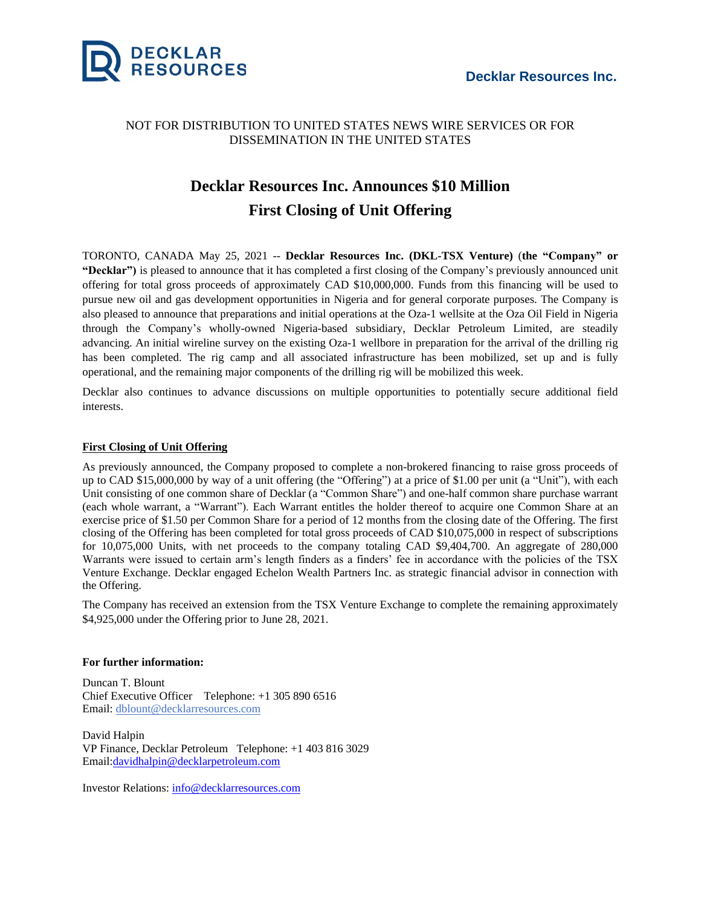Decklar Resources Inc.

NOT FOR DISTRIBUTION TO UNITED STATES NEWS WIRE SERVICES OR FOR DISSEMINATION IN THE UNITED STATES

# Decklar Resources Inc. Announces $10 Million First Closing of Unit Offering

TORONTO, CANADA May 25, 2021 -- **Decklar Resources Inc. (DKL-TSX Venture)** (**the "Company" or "Decklar")** is pleased to announce that it has completed a first closing of the Company's previously announced unit offering for total gross proceeds of approximately CAD $10,000,000. Funds from this financing will be used to pursue new oil and gas development opportunities in Nigeria and for general corporate purposes. The Company is also pleased to announce that preparations and initial operations at the Oza-1 wellsite at the Oza Oil Field in Nigeria through the Company's wholly-owned Nigeria-based subsidiary, Decklar Petroleum Limited, are steadily advancing. An initial wireline survey on the existing Oza-1 wellbore in preparation for the arrival of the drilling rig has been completed. The rig camp and all associated infrastructure has been mobilized, set up and is fully operational, and the remaining major components of the drilling rig will be mobilized this week.

Decklar also continues to advance discussions on multiple opportunities to potentially secure additional field interests.

## First Closing of Unit Offering

As previously announced, the Company proposed to complete a non-brokered financing to raise gross proceeds of up to CAD $15,000,000 by way of a unit offering (the "Offering") at a price of $1.00 per unit (a "Unit"), with each Unit consisting of one common share of Decklar (a "Common Share") and one-half common share purchase warrant (each whole warrant, a "Warrant"). Each Warrant entitles the holder thereof to acquire one Common Share at an exercise price of $1.50 per Common Share for a period of 12 months from the closing date of the Offering. The first closing of the Offering has been completed for total gross proceeds of CAD $10,075,000 in respect of subscriptions for 10,075,000 Units, with net proceeds to the company totaling CAD $9,404,700. An aggregate of 280,000 Warrants were issued to certain arm's length finders as a finders' fee in accordance with the policies of the TSX Venture Exchange. Decklar engaged Echelon Wealth Partners Inc. as strategic financial advisor in connection with the Offering.

The Company has received an extension from the TSX Venture Exchange to complete the remaining approximately $4,925,000 under the Offering prior to June 28, 2021.

**For further information:**

Duncan T. Blount
Chief Executive Officer Telephone: +1 305 890 6516
Email: dblount@decklarresources.com

David Halpin
VP Finance, Decklar Petroleum Telephone: +1 403 816 3029
Email:davidhalpin@decklarpetroleum.com

Investor Relations: info@decklarresources.com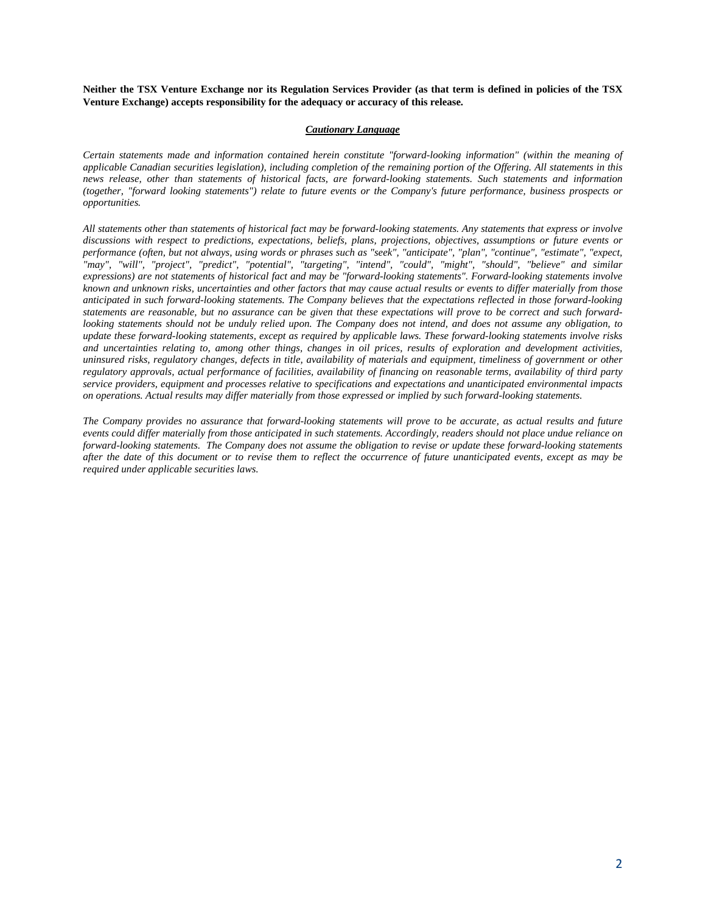**Neither the TSX Venture Exchange nor its Regulation Services Provider (as that term is defined in policies of the TSX Venture Exchange) accepts responsibility for the adequacy or accuracy of this release.**

***Cautionary Language***

*Certain statements made and information contained herein constitute "forward-looking information" (within the meaning of applicable Canadian securities legislation), including completion of the remaining portion of the Offering. All statements in this news release, other than statements of historical facts, are forward-looking statements. Such statements and information (together, "forward looking statements") relate to future events or the Company's future performance, business prospects or opportunities.*

*All statements other than statements of historical fact may be forward-looking statements. Any statements that express or involve discussions with respect to predictions, expectations, beliefs, plans, projections, objectives, assumptions or future events or performance (often, but not always, using words or phrases such as "seek", "anticipate", "plan", "continue", "estimate", "expect, "may", "will", "project", "predict", "potential", "targeting", "intend", "could", "might", "should", "believe" and similar expressions) are not statements of historical fact and may be "forward-looking statements". Forward-looking statements involve known and unknown risks, uncertainties and other factors that may cause actual results or events to differ materially from those anticipated in such forward-looking statements. The Company believes that the expectations reflected in those forward-looking statements are reasonable, but no assurance can be given that these expectations will prove to be correct and such forward-looking statements should not be unduly relied upon. The Company does not intend, and does not assume any obligation, to update these forward-looking statements, except as required by applicable laws. These forward-looking statements involve risks and uncertainties relating to, among other things, changes in oil prices, results of exploration and development activities, uninsured risks, regulatory changes, defects in title, availability of materials and equipment, timeliness of government or other regulatory approvals, actual performance of facilities, availability of financing on reasonable terms, availability of third party service providers, equipment and processes relative to specifications and expectations and unanticipated environmental impacts on operations. Actual results may differ materially from those expressed or implied by such forward-looking statements.*

*The Company provides no assurance that forward-looking statements will prove to be accurate, as actual results and future events could differ materially from those anticipated in such statements. Accordingly, readers should not place undue reliance on forward-looking statements. The Company does not assume the obligation to revise or update these forward-looking statements after the date of this document or to revise them to reflect the occurrence of future unanticipated events, except as may be required under applicable securities laws.*